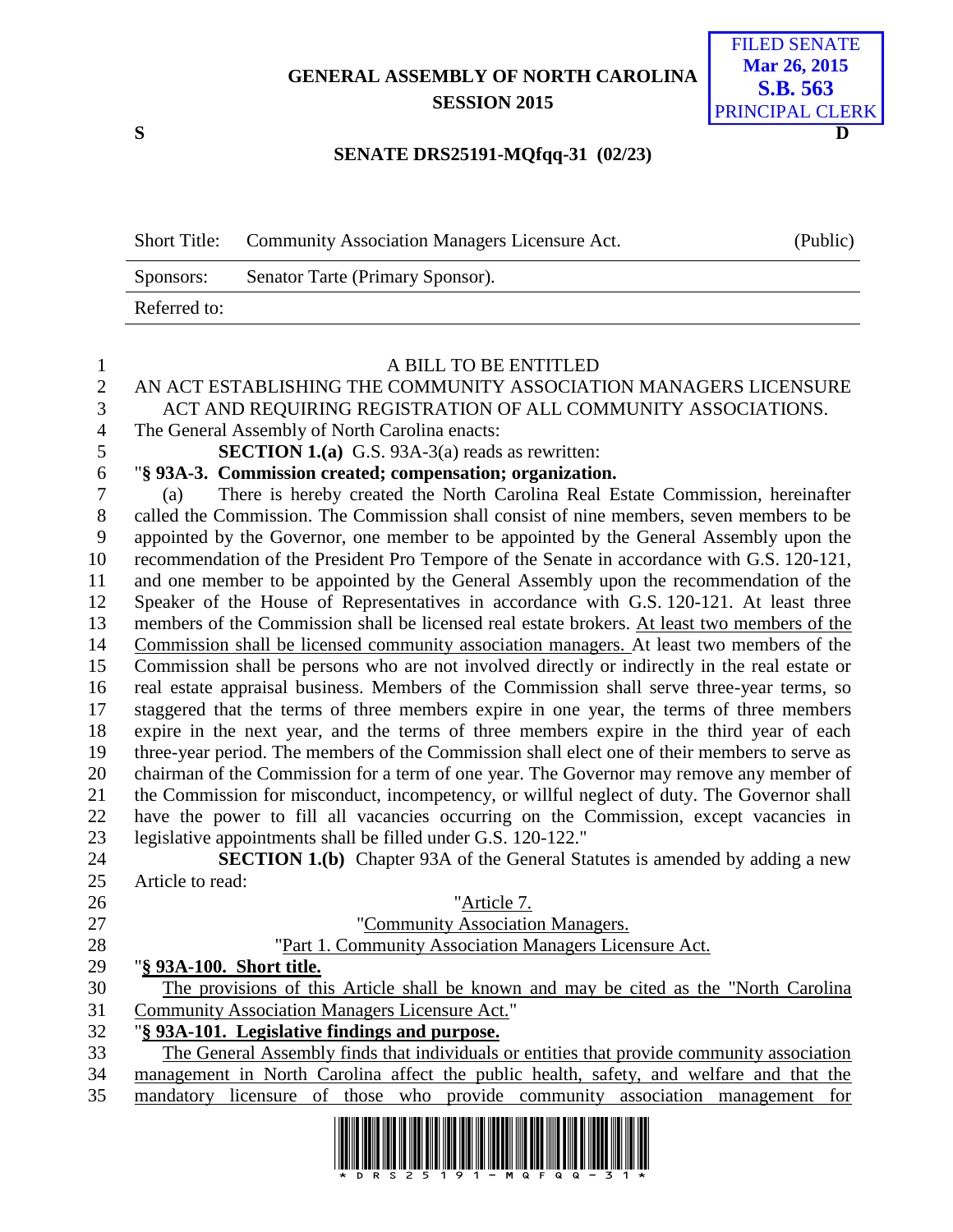GENERAL ASSEMBLY OF NORTH CAROLINA
SESSION 2015

FILED SENATE
Mar 26, 2015
S.B. 563
PRINCIPAL CLERK

S D

SENATE DRS25191-MQfqq-31 (02/23)

| Short Title: | Community Association Managers Licensure Act. | (Public) |
|---|---|---|
| Sponsors: | Senator Tarte (Primary Sponsor). | |
| Referred to: | | |

A BILL TO BE ENTITLED

AN ACT ESTABLISHING THE COMMUNITY ASSOCIATION MANAGERS LICENSURE ACT AND REQUIRING REGISTRATION OF ALL COMMUNITY ASSOCIATIONS.

The General Assembly of North Carolina enacts:

**SECTION 1.(a)** G.S. 93A-3(a) reads as rewritten:

"**§ 93A-3. Commission created; compensation; organization.**

(a) There is hereby created the North Carolina Real Estate Commission, hereinafter called the Commission. The Commission shall consist of nine members, seven members to be appointed by the Governor, one member to be appointed by the General Assembly upon the recommendation of the President Pro Tempore of the Senate in accordance with G.S. 120-121, and one member to be appointed by the General Assembly upon the recommendation of the Speaker of the House of Representatives in accordance with G.S. 120-121. At least three members of the Commission shall be licensed real estate brokers. At least two members of the Commission shall be licensed community association managers. At least two members of the Commission shall be persons who are not involved directly or indirectly in the real estate or real estate appraisal business. Members of the Commission shall serve three-year terms, so staggered that the terms of three members expire in one year, the terms of three members expire in the next year, and the terms of three members expire in the third year of each three-year period. The members of the Commission shall elect one of their members to serve as chairman of the Commission for a term of one year. The Governor may remove any member of the Commission for misconduct, incompetency, or willful neglect of duty. The Governor shall have the power to fill all vacancies occurring on the Commission, except vacancies in legislative appointments shall be filled under G.S. 120-122."

**SECTION 1.(b)** Chapter 93A of the General Statutes is amended by adding a new Article to read:

"Article 7.

"Community Association Managers.

"Part 1. Community Association Managers Licensure Act.

"**§ 93A-100. Short title.**

The provisions of this Article shall be known and may be cited as the "North Carolina Community Association Managers Licensure Act."

"**§ 93A-101. Legislative findings and purpose.**

The General Assembly finds that individuals or entities that provide community association management in North Carolina affect the public health, safety, and welfare and that the mandatory licensure of those who provide community association management for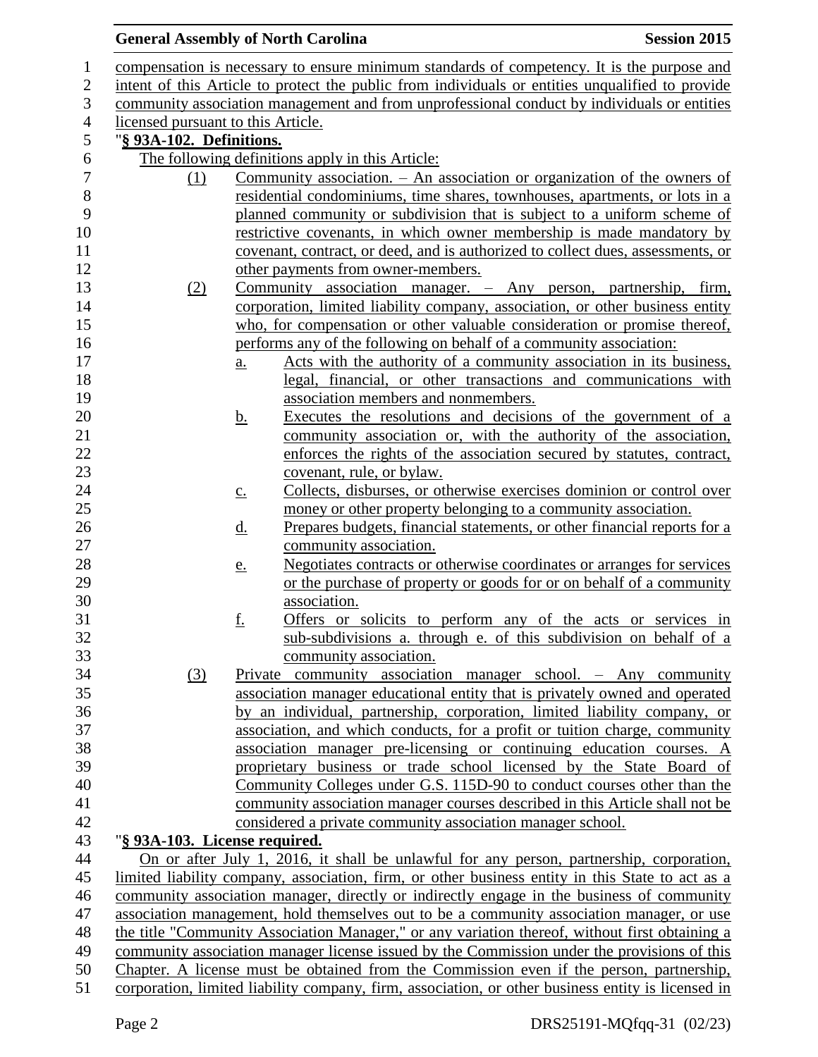compensation is necessary to ensure minimum standards of competency. It is the purpose and intent of this Article to protect the public from individuals or entities unqualified to provide community association management and from unprofessional conduct by individuals or entities licensed pursuant to this Article.

"**§ 93A-102. Definitions.**

The following definitions apply in this Article:

(1) Community association. – An association or organization of the owners of residential condominiums, time shares, townhouses, apartments, or lots in a planned community or subdivision that is subject to a uniform scheme of restrictive covenants, in which owner membership is made mandatory by covenant, contract, or deed, and is authorized to collect dues, assessments, or other payments from owner-members.

(2) Community association manager. – Any person, partnership, firm, corporation, limited liability company, association, or other business entity who, for compensation or other valuable consideration or promise thereof, performs any of the following on behalf of a community association:

a. Acts with the authority of a community association in its business, legal, financial, or other transactions and communications with association members and nonmembers.

b. Executes the resolutions and decisions of the government of a community association or, with the authority of the association, enforces the rights of the association secured by statutes, contract, covenant, rule, or bylaw.

c. Collects, disburses, or otherwise exercises dominion or control over money or other property belonging to a community association.

d. Prepares budgets, financial statements, or other financial reports for a community association.

e. Negotiates contracts or otherwise coordinates or arranges for services or the purchase of property or goods for or on behalf of a community association.

f. Offers or solicits to perform any of the acts or services in sub-subdivisions a. through e. of this subdivision on behalf of a community association.

(3) Private community association manager school. – Any community association manager educational entity that is privately owned and operated by an individual, partnership, corporation, limited liability company, or association, and which conducts, for a profit or tuition charge, community association manager pre-licensing or continuing education courses. A proprietary business or trade school licensed by the State Board of Community Colleges under G.S. 115D-90 to conduct courses other than the community association manager courses described in this Article shall not be considered a private community association manager school.

"**§ 93A-103. License required.**

On or after July 1, 2016, it shall be unlawful for any person, partnership, corporation, limited liability company, association, firm, or other business entity in this State to act as a community association manager, directly or indirectly engage in the business of community association management, hold themselves out to be a community association manager, or use the title "Community Association Manager," or any variation thereof, without first obtaining a community association manager license issued by the Commission under the provisions of this Chapter. A license must be obtained from the Commission even if the person, partnership, corporation, limited liability company, firm, association, or other business entity is licensed in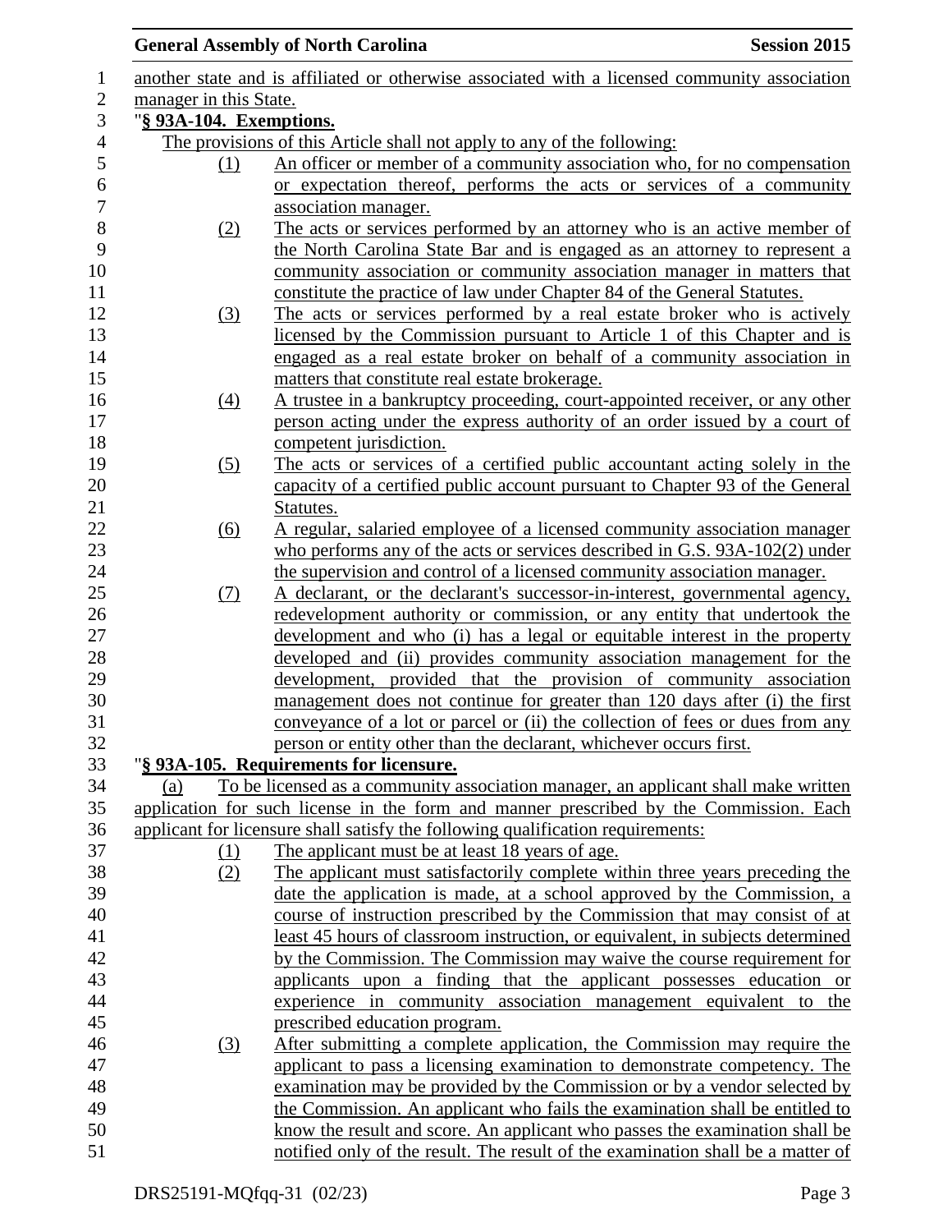another state and is affiliated or otherwise associated with a licensed community association manager in this State.

"**§ 93A-104. Exemptions.**

The provisions of this Article shall not apply to any of the following:

(1) An officer or member of a community association who, for no compensation or expectation thereof, performs the acts or services of a community association manager.

(2) The acts or services performed by an attorney who is an active member of the North Carolina State Bar and is engaged as an attorney to represent a community association or community association manager in matters that constitute the practice of law under Chapter 84 of the General Statutes.

(3) The acts or services performed by a real estate broker who is actively licensed by the Commission pursuant to Article 1 of this Chapter and is engaged as a real estate broker on behalf of a community association in matters that constitute real estate brokerage.

(4) A trustee in a bankruptcy proceeding, court-appointed receiver, or any other person acting under the express authority of an order issued by a court of competent jurisdiction.

(5) The acts or services of a certified public accountant acting solely in the capacity of a certified public account pursuant to Chapter 93 of the General Statutes.

(6) A regular, salaried employee of a licensed community association manager who performs any of the acts or services described in G.S. 93A-102(2) under the supervision and control of a licensed community association manager.

(7) A declarant, or the declarant's successor-in-interest, governmental agency, redevelopment authority or commission, or any entity that undertook the development and who (i) has a legal or equitable interest in the property developed and (ii) provides community association management for the development, provided that the provision of community association management does not continue for greater than 120 days after (i) the first conveyance of a lot or parcel or (ii) the collection of fees or dues from any person or entity other than the declarant, whichever occurs first.

"**§ 93A-105. Requirements for licensure.**

(a) To be licensed as a community association manager, an applicant shall make written application for such license in the form and manner prescribed by the Commission. Each applicant for licensure shall satisfy the following qualification requirements:

(1) The applicant must be at least 18 years of age.

(2) The applicant must satisfactorily complete within three years preceding the date the application is made, at a school approved by the Commission, a course of instruction prescribed by the Commission that may consist of at least 45 hours of classroom instruction, or equivalent, in subjects determined by the Commission. The Commission may waive the course requirement for applicants upon a finding that the applicant possesses education or experience in community association management equivalent to the prescribed education program.

(3) After submitting a complete application, the Commission may require the applicant to pass a licensing examination to demonstrate competency. The examination may be provided by the Commission or by a vendor selected by the Commission. An applicant who fails the examination shall be entitled to know the result and score. An applicant who passes the examination shall be notified only of the result. The result of the examination shall be a matter of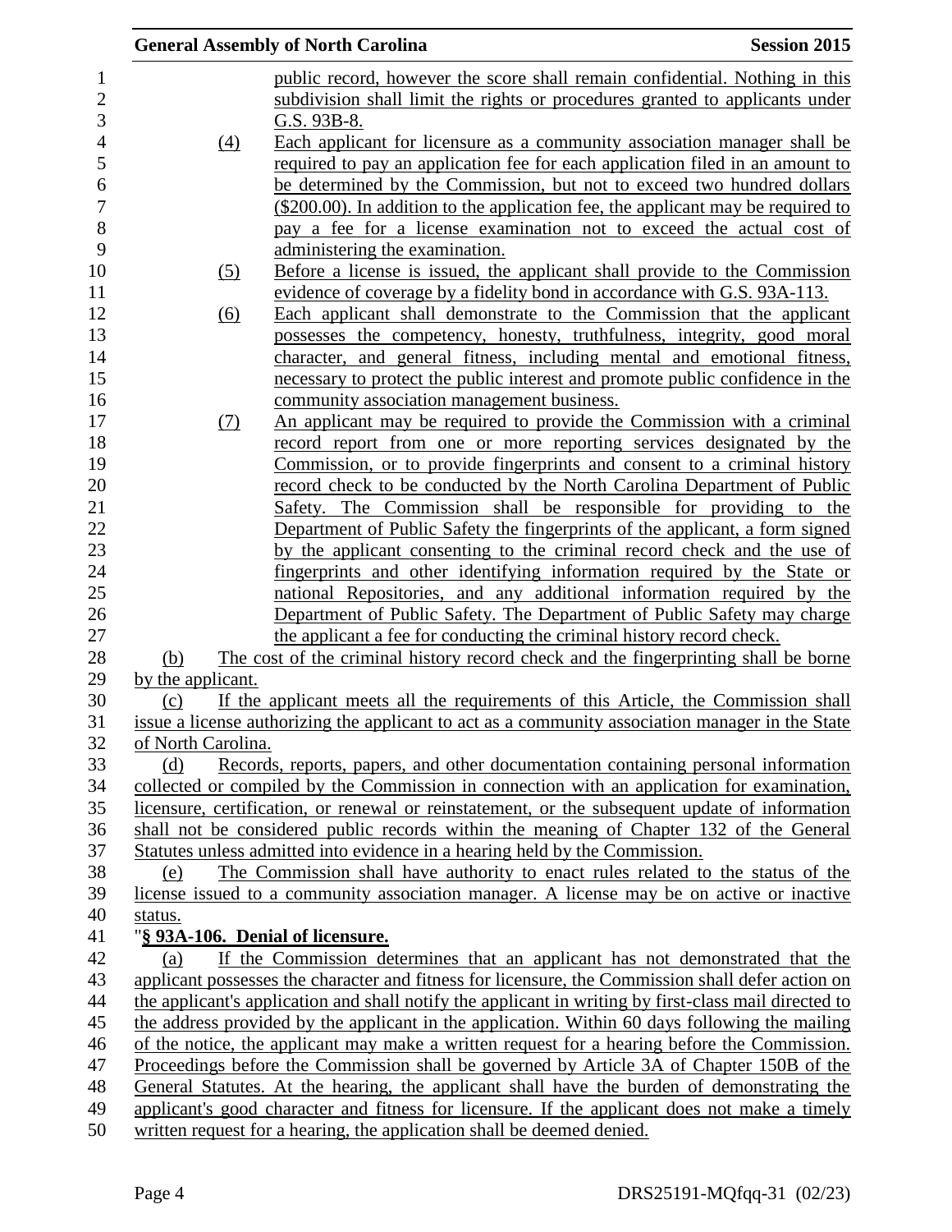public record, however the score shall remain confidential. Nothing in this subdivision shall limit the rights or procedures granted to applicants under G.S. 93B-8.

(4) Each applicant for licensure as a community association manager shall be required to pay an application fee for each application filed in an amount to be determined by the Commission, but not to exceed two hundred dollars ($200.00). In addition to the application fee, the applicant may be required to pay a fee for a license examination not to exceed the actual cost of administering the examination.

(5) Before a license is issued, the applicant shall provide to the Commission evidence of coverage by a fidelity bond in accordance with G.S. 93A-113.

(6) Each applicant shall demonstrate to the Commission that the applicant possesses the competency, honesty, truthfulness, integrity, good moral character, and general fitness, including mental and emotional fitness, necessary to protect the public interest and promote public confidence in the community association management business.

(7) An applicant may be required to provide the Commission with a criminal record report from one or more reporting services designated by the Commission, or to provide fingerprints and consent to a criminal history record check to be conducted by the North Carolina Department of Public Safety. The Commission shall be responsible for providing to the Department of Public Safety the fingerprints of the applicant, a form signed by the applicant consenting to the criminal record check and the use of fingerprints and other identifying information required by the State or national Repositories, and any additional information required by the Department of Public Safety. The Department of Public Safety may charge the applicant a fee for conducting the criminal history record check.

(b) The cost of the criminal history record check and the fingerprinting shall be borne by the applicant.

(c) If the applicant meets all the requirements of this Article, the Commission shall issue a license authorizing the applicant to act as a community association manager in the State of North Carolina.

(d) Records, reports, papers, and other documentation containing personal information collected or compiled by the Commission in connection with an application for examination, licensure, certification, or renewal or reinstatement, or the subsequent update of information shall not be considered public records within the meaning of Chapter 132 of the General Statutes unless admitted into evidence in a hearing held by the Commission.

(e) The Commission shall have authority to enact rules related to the status of the license issued to a community association manager. A license may be on active or inactive status.

"**§ 93A-106. Denial of licensure.**

(a) If the Commission determines that an applicant has not demonstrated that the applicant possesses the character and fitness for licensure, the Commission shall defer action on the applicant's application and shall notify the applicant in writing by first-class mail directed to the address provided by the applicant in the application. Within 60 days following the mailing of the notice, the applicant may make a written request for a hearing before the Commission. Proceedings before the Commission shall be governed by Article 3A of Chapter 150B of the General Statutes. At the hearing, the applicant shall have the burden of demonstrating the applicant's good character and fitness for licensure. If the applicant does not make a timely written request for a hearing, the application shall be deemed denied.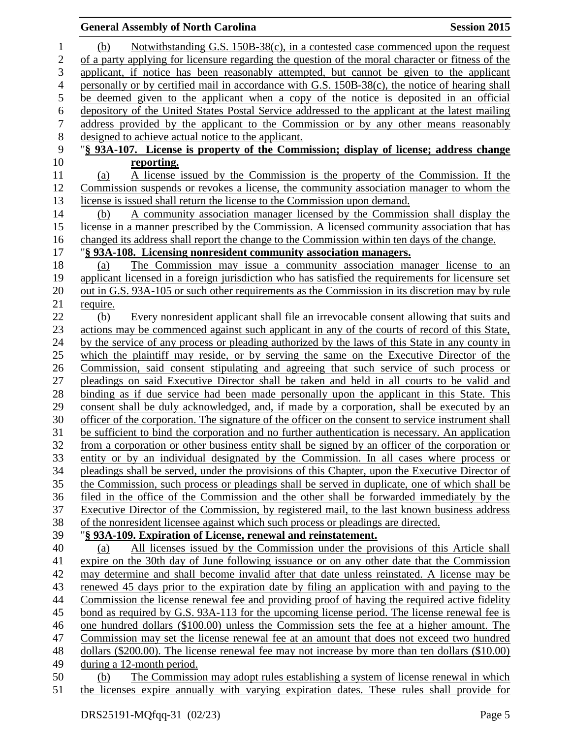(b) Notwithstanding G.S. 150B-38(c), in a contested case commenced upon the request of a party applying for licensure regarding the question of the moral character or fitness of the applicant, if notice has been reasonably attempted, but cannot be given to the applicant personally or by certified mail in accordance with G.S. 150B-38(c), the notice of hearing shall be deemed given to the applicant when a copy of the notice is deposited in an official depository of the United States Postal Service addressed to the applicant at the latest mailing address provided by the applicant to the Commission or by any other means reasonably designed to achieve actual notice to the applicant.

"**§ 93A-107. License is property of the Commission; display of license; address change reporting.**

(a) A license issued by the Commission is the property of the Commission. If the Commission suspends or revokes a license, the community association manager to whom the license is issued shall return the license to the Commission upon demand.

(b) A community association manager licensed by the Commission shall display the license in a manner prescribed by the Commission. A licensed community association that has changed its address shall report the change to the Commission within ten days of the change.

"**§ 93A-108. Licensing nonresident community association managers.**

(a) The Commission may issue a community association manager license to an applicant licensed in a foreign jurisdiction who has satisfied the requirements for licensure set out in G.S. 93A-105 or such other requirements as the Commission in its discretion may by rule require.

(b) Every nonresident applicant shall file an irrevocable consent allowing that suits and actions may be commenced against such applicant in any of the courts of record of this State, by the service of any process or pleading authorized by the laws of this State in any county in which the plaintiff may reside, or by serving the same on the Executive Director of the Commission, said consent stipulating and agreeing that such service of such process or pleadings on said Executive Director shall be taken and held in all courts to be valid and binding as if due service had been made personally upon the applicant in this State. This consent shall be duly acknowledged, and, if made by a corporation, shall be executed by an officer of the corporation. The signature of the officer on the consent to service instrument shall be sufficient to bind the corporation and no further authentication is necessary. An application from a corporation or other business entity shall be signed by an officer of the corporation or entity or by an individual designated by the Commission. In all cases where process or pleadings shall be served, under the provisions of this Chapter, upon the Executive Director of the Commission, such process or pleadings shall be served in duplicate, one of which shall be filed in the office of the Commission and the other shall be forwarded immediately by the Executive Director of the Commission, by registered mail, to the last known business address of the nonresident licensee against which such process or pleadings are directed.

"**§ 93A-109. Expiration of License, renewal and reinstatement.**

(a) All licenses issued by the Commission under the provisions of this Article shall expire on the 30th day of June following issuance or on any other date that the Commission may determine and shall become invalid after that date unless reinstated. A license may be renewed 45 days prior to the expiration date by filing an application with and paying to the Commission the license renewal fee and providing proof of having the required active fidelity bond as required by G.S. 93A-113 for the upcoming license period. The license renewal fee is one hundred dollars ($100.00) unless the Commission sets the fee at a higher amount. The Commission may set the license renewal fee at an amount that does not exceed two hundred dollars ($200.00). The license renewal fee may not increase by more than ten dollars ($10.00) during a 12-month period.

(b) The Commission may adopt rules establishing a system of license renewal in which the licenses expire annually with varying expiration dates. These rules shall provide for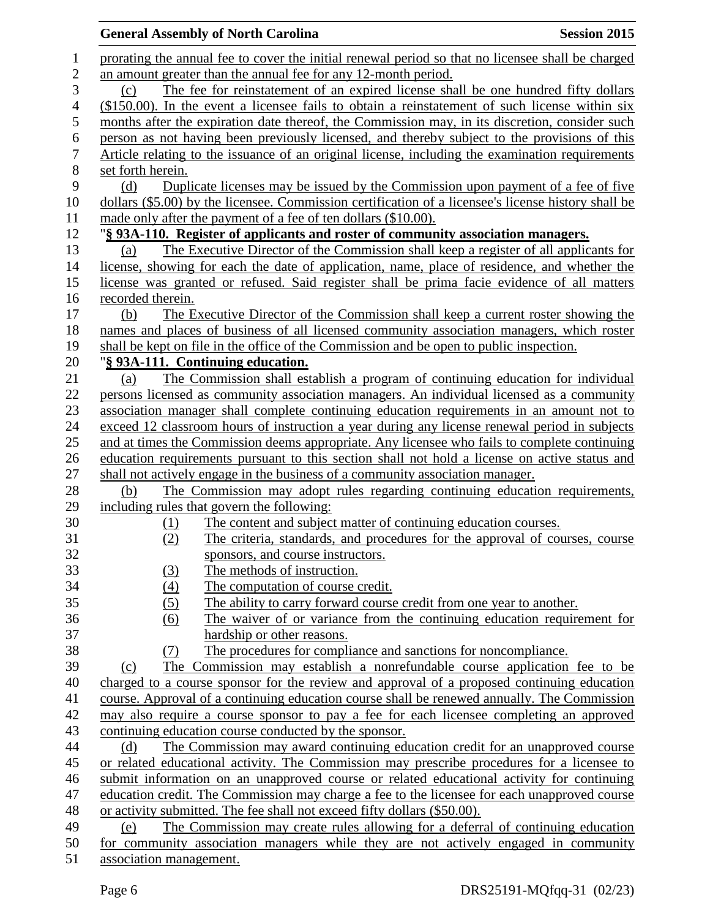prorating the annual fee to cover the initial renewal period so that no licensee shall be charged an amount greater than the annual fee for any 12-month period.

(c) The fee for reinstatement of an expired license shall be one hundred fifty dollars ($150.00). In the event a licensee fails to obtain a reinstatement of such license within six months after the expiration date thereof, the Commission may, in its discretion, consider such person as not having been previously licensed, and thereby subject to the provisions of this Article relating to the issuance of an original license, including the examination requirements set forth herein.

(d) Duplicate licenses may be issued by the Commission upon payment of a fee of five dollars ($5.00) by the licensee. Commission certification of a licensee's license history shall be made only after the payment of a fee of ten dollars ($10.00).

"**§ 93A-110. Register of applicants and roster of community association managers.**

(a) The Executive Director of the Commission shall keep a register of all applicants for license, showing for each the date of application, name, place of residence, and whether the license was granted or refused. Said register shall be prima facie evidence of all matters recorded therein.

(b) The Executive Director of the Commission shall keep a current roster showing the names and places of business of all licensed community association managers, which roster shall be kept on file in the office of the Commission and be open to public inspection.

"**§ 93A-111. Continuing education.**

(a) The Commission shall establish a program of continuing education for individual persons licensed as community association managers. An individual licensed as a community association manager shall complete continuing education requirements in an amount not to exceed 12 classroom hours of instruction a year during any license renewal period in subjects and at times the Commission deems appropriate. Any licensee who fails to complete continuing education requirements pursuant to this section shall not hold a license on active status and shall not actively engage in the business of a community association manager.

(b) The Commission may adopt rules regarding continuing education requirements, including rules that govern the following:

(1) The content and subject matter of continuing education courses.
(2) The criteria, standards, and procedures for the approval of courses, course sponsors, and course instructors.
(3) The methods of instruction.
(4) The computation of course credit.
(5) The ability to carry forward course credit from one year to another.
(6) The waiver of or variance from the continuing education requirement for hardship or other reasons.
(7) The procedures for compliance and sanctions for noncompliance.

(c) The Commission may establish a nonrefundable course application fee to be charged to a course sponsor for the review and approval of a proposed continuing education course. Approval of a continuing education course shall be renewed annually. The Commission may also require a course sponsor to pay a fee for each licensee completing an approved continuing education course conducted by the sponsor.

(d) The Commission may award continuing education credit for an unapproved course or related educational activity. The Commission may prescribe procedures for a licensee to submit information on an unapproved course or related educational activity for continuing education credit. The Commission may charge a fee to the licensee for each unapproved course or activity submitted. The fee shall not exceed fifty dollars ($50.00).

(e) The Commission may create rules allowing for a deferral of continuing education for community association managers while they are not actively engaged in community association management.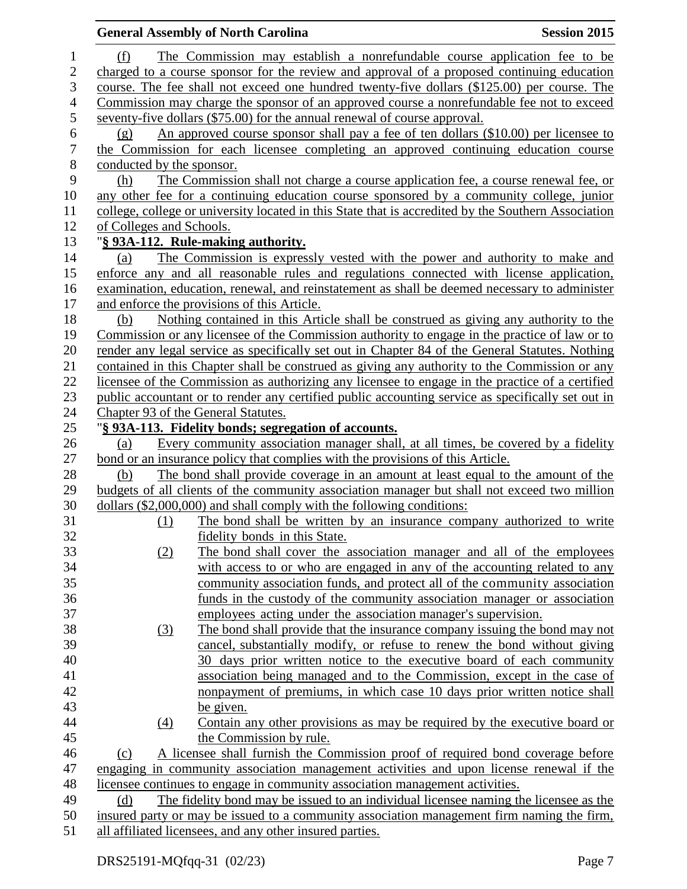(f) The Commission may establish a nonrefundable course application fee to be charged to a course sponsor for the review and approval of a proposed continuing education course. The fee shall not exceed one hundred twenty-five dollars ($125.00) per course. The Commission may charge the sponsor of an approved course a nonrefundable fee not to exceed seventy-five dollars ($75.00) for the annual renewal of course approval.

(g) An approved course sponsor shall pay a fee of ten dollars ($10.00) per licensee to the Commission for each licensee completing an approved continuing education course conducted by the sponsor.

(h) The Commission shall not charge a course application fee, a course renewal fee, or any other fee for a continuing education course sponsored by a community college, junior college, college or university located in this State that is accredited by the Southern Association of Colleges and Schools.

"**§ 93A-112. Rule-making authority.**

(a) The Commission is expressly vested with the power and authority to make and enforce any and all reasonable rules and regulations connected with license application, examination, education, renewal, and reinstatement as shall be deemed necessary to administer and enforce the provisions of this Article.

(b) Nothing contained in this Article shall be construed as giving any authority to the Commission or any licensee of the Commission authority to engage in the practice of law or to render any legal service as specifically set out in Chapter 84 of the General Statutes. Nothing contained in this Chapter shall be construed as giving any authority to the Commission or any licensee of the Commission as authorizing any licensee to engage in the practice of a certified public accountant or to render any certified public accounting service as specifically set out in Chapter 93 of the General Statutes.

"**§ 93A-113. Fidelity bonds; segregation of accounts.**

(a) Every community association manager shall, at all times, be covered by a fidelity bond or an insurance policy that complies with the provisions of this Article.

(b) The bond shall provide coverage in an amount at least equal to the amount of the budgets of all clients of the community association manager but shall not exceed two million dollars ($2,000,000) and shall comply with the following conditions:

(1) The bond shall be written by an insurance company authorized to write fidelity bonds in this State.

(2) The bond shall cover the association manager and all of the employees with access to or who are engaged in any of the accounting related to any community association funds, and protect all of the community association funds in the custody of the community association manager or association employees acting under the association manager's supervision.

(3) The bond shall provide that the insurance company issuing the bond may not cancel, substantially modify, or refuse to renew the bond without giving 30 days prior written notice to the executive board of each community association being managed and to the Commission, except in the case of nonpayment of premiums, in which case 10 days prior written notice shall be given.

(4) Contain any other provisions as may be required by the executive board or the Commission by rule.

(c) A licensee shall furnish the Commission proof of required bond coverage before engaging in community association management activities and upon license renewal if the licensee continues to engage in community association management activities.

(d) The fidelity bond may be issued to an individual licensee naming the licensee as the insured party or may be issued to a community association management firm naming the firm, all affiliated licensees, and any other insured parties.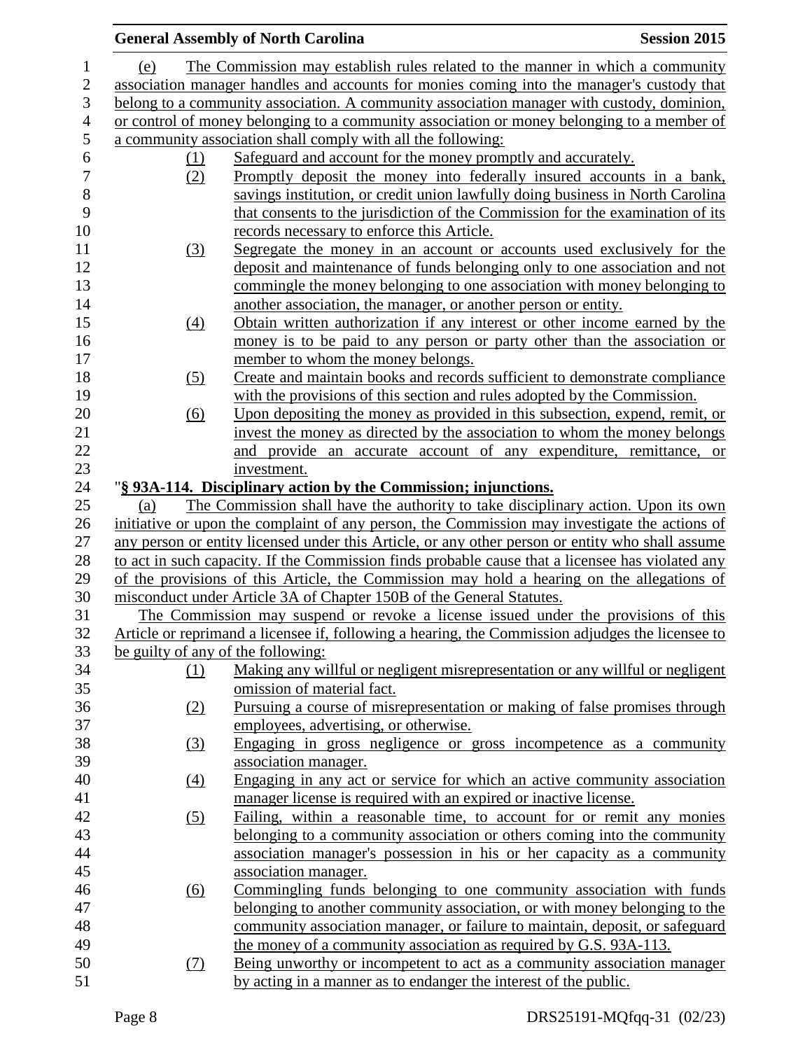(e) The Commission may establish rules related to the manner in which a community association manager handles and accounts for monies coming into the manager's custody that belong to a community association. A community association manager with custody, dominion, or control of money belonging to a community association or money belonging to a member of a community association shall comply with all the following:

(1) Safeguard and account for the money promptly and accurately.

(2) Promptly deposit the money into federally insured accounts in a bank, savings institution, or credit union lawfully doing business in North Carolina that consents to the jurisdiction of the Commission for the examination of its records necessary to enforce this Article.

(3) Segregate the money in an account or accounts used exclusively for the deposit and maintenance of funds belonging only to one association and not commingle the money belonging to one association with money belonging to another association, the manager, or another person or entity.

(4) Obtain written authorization if any interest or other income earned by the money is to be paid to any person or party other than the association or member to whom the money belongs.

(5) Create and maintain books and records sufficient to demonstrate compliance with the provisions of this section and rules adopted by the Commission.

(6) Upon depositing the money as provided in this subsection, expend, remit, or invest the money as directed by the association to whom the money belongs and provide an accurate account of any expenditure, remittance, or investment.

"**§ 93A-114. Disciplinary action by the Commission; injunctions.**

(a) The Commission shall have the authority to take disciplinary action. Upon its own initiative or upon the complaint of any person, the Commission may investigate the actions of any person or entity licensed under this Article, or any other person or entity who shall assume to act in such capacity. If the Commission finds probable cause that a licensee has violated any of the provisions of this Article, the Commission may hold a hearing on the allegations of misconduct under Article 3A of Chapter 150B of the General Statutes.

The Commission may suspend or revoke a license issued under the provisions of this Article or reprimand a licensee if, following a hearing, the Commission adjudges the licensee to be guilty of any of the following:

(1) Making any willful or negligent misrepresentation or any willful or negligent omission of material fact.

(2) Pursuing a course of misrepresentation or making of false promises through employees, advertising, or otherwise.

(3) Engaging in gross negligence or gross incompetence as a community association manager.

(4) Engaging in any act or service for which an active community association manager license is required with an expired or inactive license.

(5) Failing, within a reasonable time, to account for or remit any monies belonging to a community association or others coming into the community association manager's possession in his or her capacity as a community association manager.

(6) Commingling funds belonging to one community association with funds belonging to another community association, or with money belonging to the community association manager, or failure to maintain, deposit, or safeguard the money of a community association as required by G.S. 93A-113.

(7) Being unworthy or incompetent to act as a community association manager by acting in a manner as to endanger the interest of the public.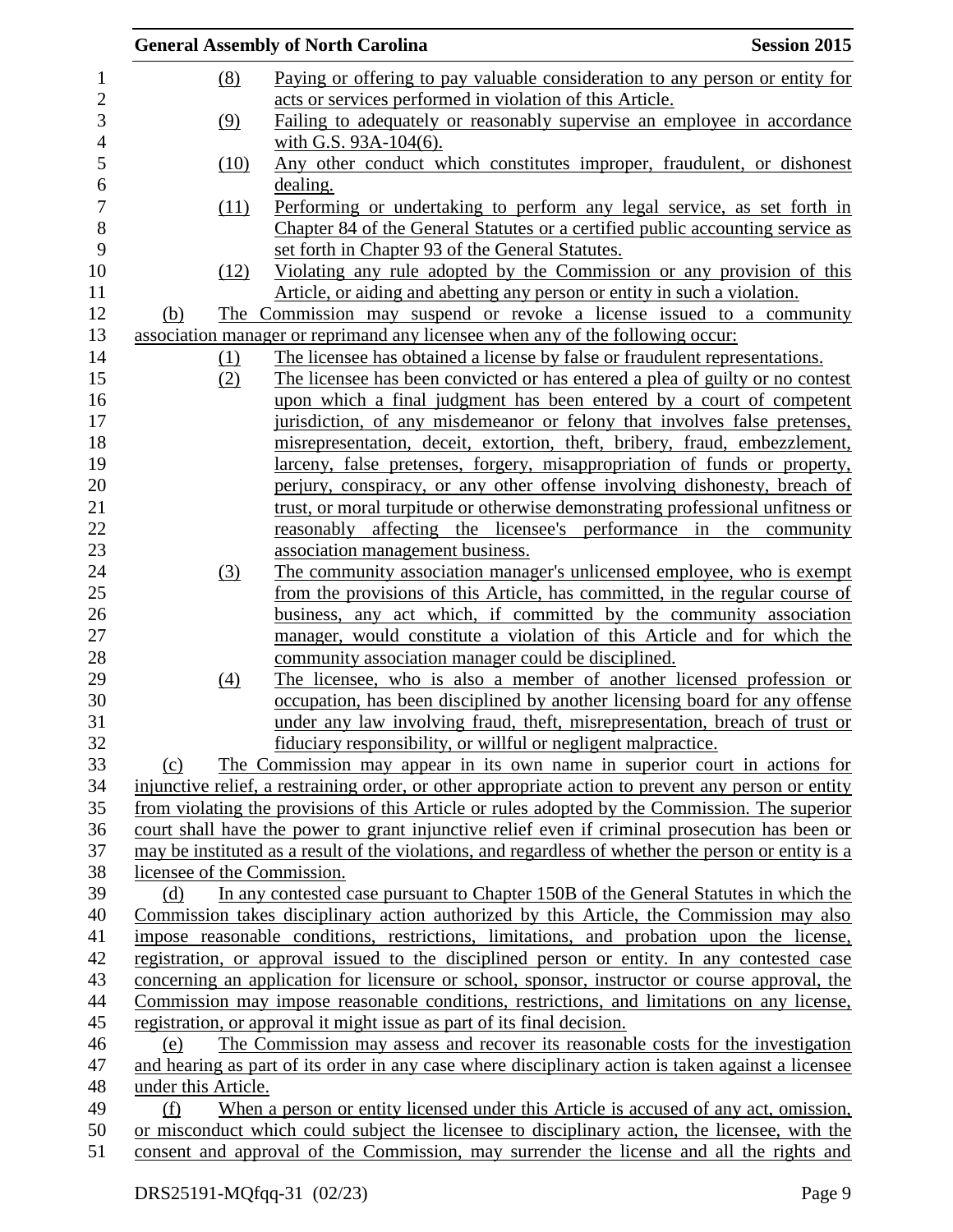(8) Paying or offering to pay valuable consideration to any person or entity for acts or services performed in violation of this Article.

(9) Failing to adequately or reasonably supervise an employee in accordance with G.S. 93A-104(6).

(10) Any other conduct which constitutes improper, fraudulent, or dishonest dealing.

(11) Performing or undertaking to perform any legal service, as set forth in Chapter 84 of the General Statutes or a certified public accounting service as set forth in Chapter 93 of the General Statutes.

(12) Violating any rule adopted by the Commission or any provision of this Article, or aiding and abetting any person or entity in such a violation.

(b) The Commission may suspend or revoke a license issued to a community association manager or reprimand any licensee when any of the following occur:

(1) The licensee has obtained a license by false or fraudulent representations.

(2) The licensee has been convicted or has entered a plea of guilty or no contest upon which a final judgment has been entered by a court of competent jurisdiction, of any misdemeanor or felony that involves false pretenses, misrepresentation, deceit, extortion, theft, bribery, fraud, embezzlement, larceny, false pretenses, forgery, misappropriation of funds or property, perjury, conspiracy, or any other offense involving dishonesty, breach of trust, or moral turpitude or otherwise demonstrating professional unfitness or reasonably affecting the licensee's performance in the community association management business.

(3) The community association manager's unlicensed employee, who is exempt from the provisions of this Article, has committed, in the regular course of business, any act which, if committed by the community association manager, would constitute a violation of this Article and for which the community association manager could be disciplined.

(4) The licensee, who is also a member of another licensed profession or occupation, has been disciplined by another licensing board for any offense under any law involving fraud, theft, misrepresentation, breach of trust or fiduciary responsibility, or willful or negligent malpractice.

(c) The Commission may appear in its own name in superior court in actions for injunctive relief, a restraining order, or other appropriate action to prevent any person or entity from violating the provisions of this Article or rules adopted by the Commission. The superior court shall have the power to grant injunctive relief even if criminal prosecution has been or may be instituted as a result of the violations, and regardless of whether the person or entity is a licensee of the Commission.

(d) In any contested case pursuant to Chapter 150B of the General Statutes in which the Commission takes disciplinary action authorized by this Article, the Commission may also impose reasonable conditions, restrictions, limitations, and probation upon the license, registration, or approval issued to the disciplined person or entity. In any contested case concerning an application for licensure or school, sponsor, instructor or course approval, the Commission may impose reasonable conditions, restrictions, and limitations on any license, registration, or approval it might issue as part of its final decision.

(e) The Commission may assess and recover its reasonable costs for the investigation and hearing as part of its order in any case where disciplinary action is taken against a licensee under this Article.

(f) When a person or entity licensed under this Article is accused of any act, omission, or misconduct which could subject the licensee to disciplinary action, the licensee, with the consent and approval of the Commission, may surrender the license and all the rights and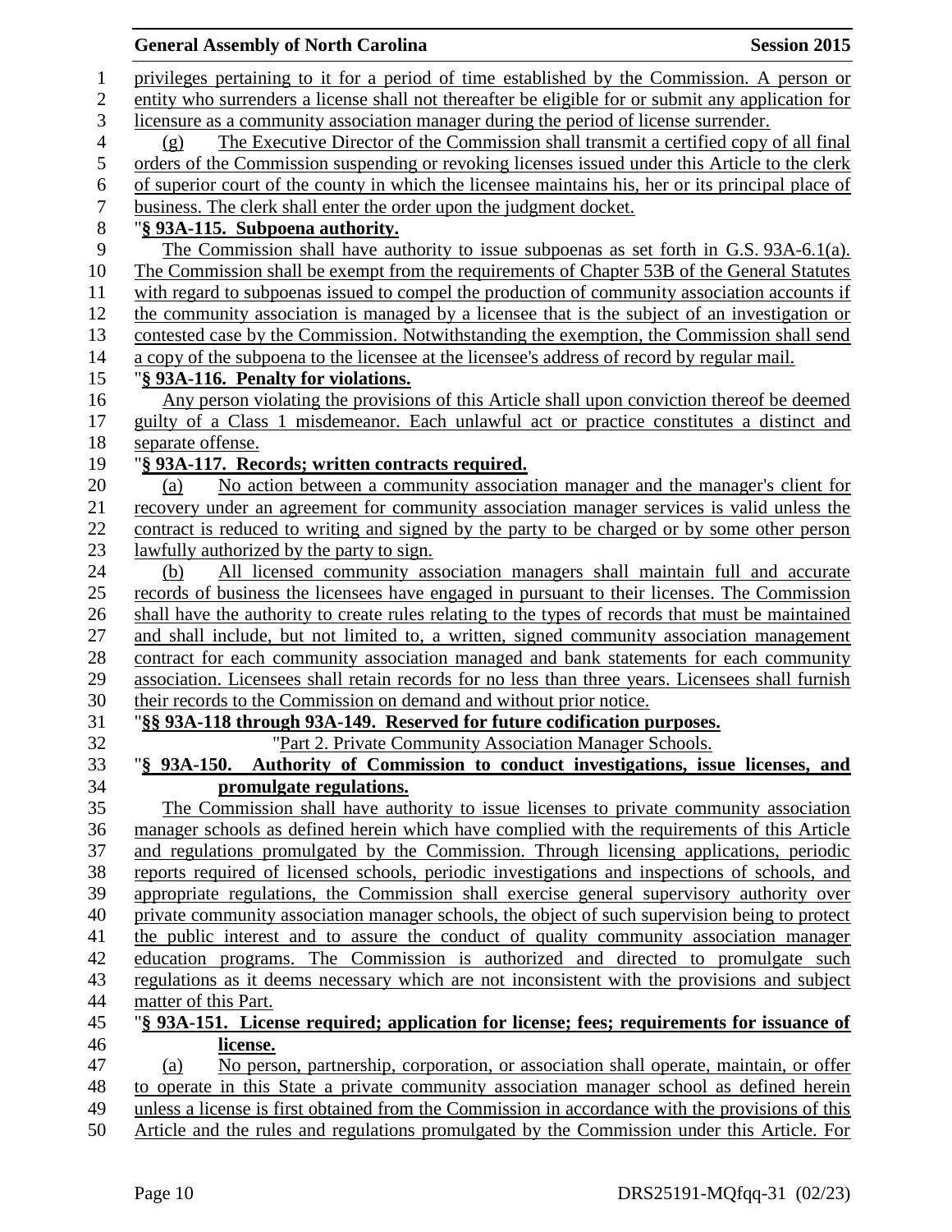privileges pertaining to it for a period of time established by the Commission. A person or entity who surrenders a license shall not thereafter be eligible for or submit any application for licensure as a community association manager during the period of license surrender.

(g) The Executive Director of the Commission shall transmit a certified copy of all final orders of the Commission suspending or revoking licenses issued under this Article to the clerk of superior court of the county in which the licensee maintains his, her or its principal place of business. The clerk shall enter the order upon the judgment docket.

"**§ 93A-115. Subpoena authority.**

The Commission shall have authority to issue subpoenas as set forth in G.S. 93A-6.1(a). The Commission shall be exempt from the requirements of Chapter 53B of the General Statutes with regard to subpoenas issued to compel the production of community association accounts if the community association is managed by a licensee that is the subject of an investigation or contested case by the Commission. Notwithstanding the exemption, the Commission shall send a copy of the subpoena to the licensee at the licensee's address of record by regular mail.

"**§ 93A-116. Penalty for violations.**

Any person violating the provisions of this Article shall upon conviction thereof be deemed guilty of a Class 1 misdemeanor. Each unlawful act or practice constitutes a distinct and separate offense.

"**§ 93A-117. Records; written contracts required.**

(a) No action between a community association manager and the manager's client for recovery under an agreement for community association manager services is valid unless the contract is reduced to writing and signed by the party to be charged or by some other person lawfully authorized by the party to sign.

(b) All licensed community association managers shall maintain full and accurate records of business the licensees have engaged in pursuant to their licenses. The Commission shall have the authority to create rules relating to the types of records that must be maintained and shall include, but not limited to, a written, signed community association management contract for each community association managed and bank statements for each community association. Licensees shall retain records for no less than three years. Licensees shall furnish their records to the Commission on demand and without prior notice.

"**§§ 93A-118 through 93A-149. Reserved for future codification purposes.**

"Part 2. Private Community Association Manager Schools.

"**§ 93A-150. Authority of Commission to conduct investigations, issue licenses, and promulgate regulations.**

The Commission shall have authority to issue licenses to private community association manager schools as defined herein which have complied with the requirements of this Article and regulations promulgated by the Commission. Through licensing applications, periodic reports required of licensed schools, periodic investigations and inspections of schools, and appropriate regulations, the Commission shall exercise general supervisory authority over private community association manager schools, the object of such supervision being to protect the public interest and to assure the conduct of quality community association manager education programs. The Commission is authorized and directed to promulgate such regulations as it deems necessary which are not inconsistent with the provisions and subject matter of this Part.

"**§ 93A-151. License required; application for license; fees; requirements for issuance of license.**

(a) No person, partnership, corporation, or association shall operate, maintain, or offer to operate in this State a private community association manager school as defined herein unless a license is first obtained from the Commission in accordance with the provisions of this Article and the rules and regulations promulgated by the Commission under this Article. For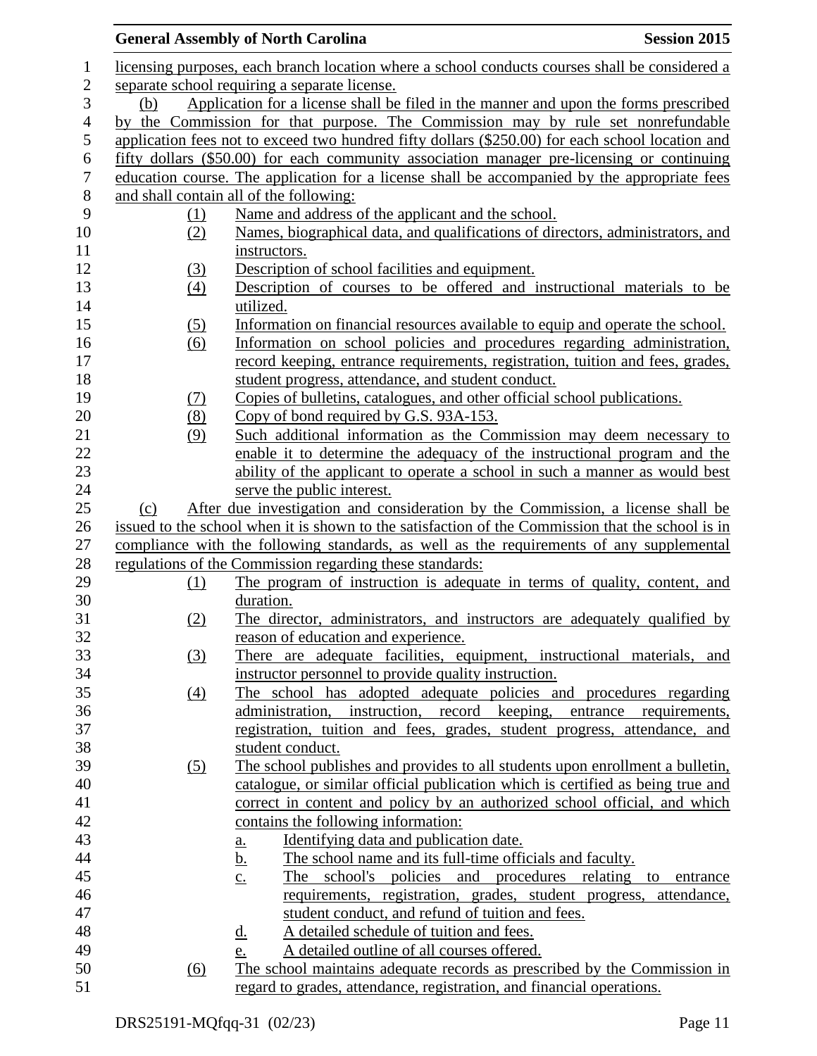licensing purposes, each branch location where a school conducts courses shall be considered a separate school requiring a separate license.

(b) Application for a license shall be filed in the manner and upon the forms prescribed by the Commission for that purpose. The Commission may by rule set nonrefundable application fees not to exceed two hundred fifty dollars ($250.00) for each school location and fifty dollars ($50.00) for each community association manager pre-licensing or continuing education course. The application for a license shall be accompanied by the appropriate fees and shall contain all of the following:

(1) Name and address of the applicant and the school.
(2) Names, biographical data, and qualifications of directors, administrators, and instructors.
(3) Description of school facilities and equipment.
(4) Description of courses to be offered and instructional materials to be utilized.
(5) Information on financial resources available to equip and operate the school.
(6) Information on school policies and procedures regarding administration, record keeping, entrance requirements, registration, tuition and fees, grades, student progress, attendance, and student conduct.
(7) Copies of bulletins, catalogues, and other official school publications.
(8) Copy of bond required by G.S. 93A-153.
(9) Such additional information as the Commission may deem necessary to enable it to determine the adequacy of the instructional program and the ability of the applicant to operate a school in such a manner as would best serve the public interest.

(c) After due investigation and consideration by the Commission, a license shall be issued to the school when it is shown to the satisfaction of the Commission that the school is in compliance with the following standards, as well as the requirements of any supplemental regulations of the Commission regarding these standards:

(1) The program of instruction is adequate in terms of quality, content, and duration.
(2) The director, administrators, and instructors are adequately qualified by reason of education and experience.
(3) There are adequate facilities, equipment, instructional materials, and instructor personnel to provide quality instruction.
(4) The school has adopted adequate policies and procedures regarding administration, instruction, record keeping, entrance requirements, registration, tuition and fees, grades, student progress, attendance, and student conduct.
(5) The school publishes and provides to all students upon enrollment a bulletin, catalogue, or similar official publication which is certified as being true and correct in content and policy by an authorized school official, and which contains the following information:
   a. Identifying data and publication date.
   b. The school name and its full-time officials and faculty.
   c. The school's policies and procedures relating to entrance requirements, registration, grades, student progress, attendance, student conduct, and refund of tuition and fees.
   d. A detailed schedule of tuition and fees.
   e. A detailed outline of all courses offered.
(6) The school maintains adequate records as prescribed by the Commission in regard to grades, attendance, registration, and financial operations.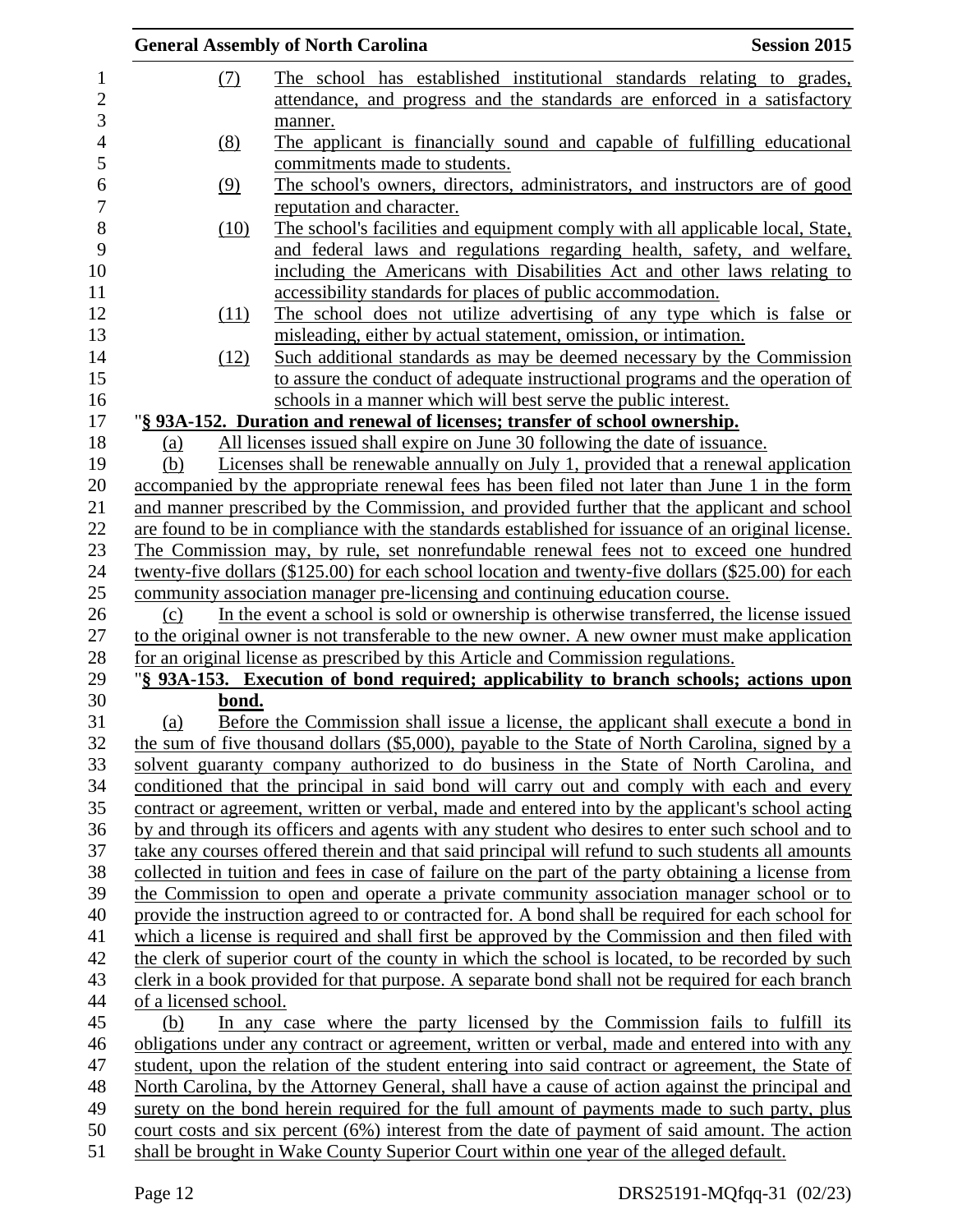(7) The school has established institutional standards relating to grades, attendance, and progress and the standards are enforced in a satisfactory manner.

(8) The applicant is financially sound and capable of fulfilling educational commitments made to students.

(9) The school's owners, directors, administrators, and instructors are of good reputation and character.

(10) The school's facilities and equipment comply with all applicable local, State, and federal laws and regulations regarding health, safety, and welfare, including the Americans with Disabilities Act and other laws relating to accessibility standards for places of public accommodation.

(11) The school does not utilize advertising of any type which is false or misleading, either by actual statement, omission, or intimation.

(12) Such additional standards as may be deemed necessary by the Commission to assure the conduct of adequate instructional programs and the operation of schools in a manner which will best serve the public interest.

"**§ 93A-152. Duration and renewal of licenses; transfer of school ownership.**

(a) All licenses issued shall expire on June 30 following the date of issuance.

(b) Licenses shall be renewable annually on July 1, provided that a renewal application accompanied by the appropriate renewal fees has been filed not later than June 1 in the form and manner prescribed by the Commission, and provided further that the applicant and school are found to be in compliance with the standards established for issuance of an original license. The Commission may, by rule, set nonrefundable renewal fees not to exceed one hundred twenty-five dollars ($125.00) for each school location and twenty-five dollars ($25.00) for each community association manager pre-licensing and continuing education course.

(c) In the event a school is sold or ownership is otherwise transferred, the license issued to the original owner is not transferable to the new owner. A new owner must make application for an original license as prescribed by this Article and Commission regulations.

"**§ 93A-153. Execution of bond required; applicability to branch schools; actions upon bond.**

(a) Before the Commission shall issue a license, the applicant shall execute a bond in the sum of five thousand dollars ($5,000), payable to the State of North Carolina, signed by a solvent guaranty company authorized to do business in the State of North Carolina, and conditioned that the principal in said bond will carry out and comply with each and every contract or agreement, written or verbal, made and entered into by the applicant's school acting by and through its officers and agents with any student who desires to enter such school and to take any courses offered therein and that said principal will refund to such students all amounts collected in tuition and fees in case of failure on the part of the party obtaining a license from the Commission to open and operate a private community association manager school or to provide the instruction agreed to or contracted for. A bond shall be required for each school for which a license is required and shall first be approved by the Commission and then filed with the clerk of superior court of the county in which the school is located, to be recorded by such clerk in a book provided for that purpose. A separate bond shall not be required for each branch of a licensed school.

(b) In any case where the party licensed by the Commission fails to fulfill its obligations under any contract or agreement, written or verbal, made and entered into with any student, upon the relation of the student entering into said contract or agreement, the State of North Carolina, by the Attorney General, shall have a cause of action against the principal and surety on the bond herein required for the full amount of payments made to such party, plus court costs and six percent (6%) interest from the date of payment of said amount. The action shall be brought in Wake County Superior Court within one year of the alleged default.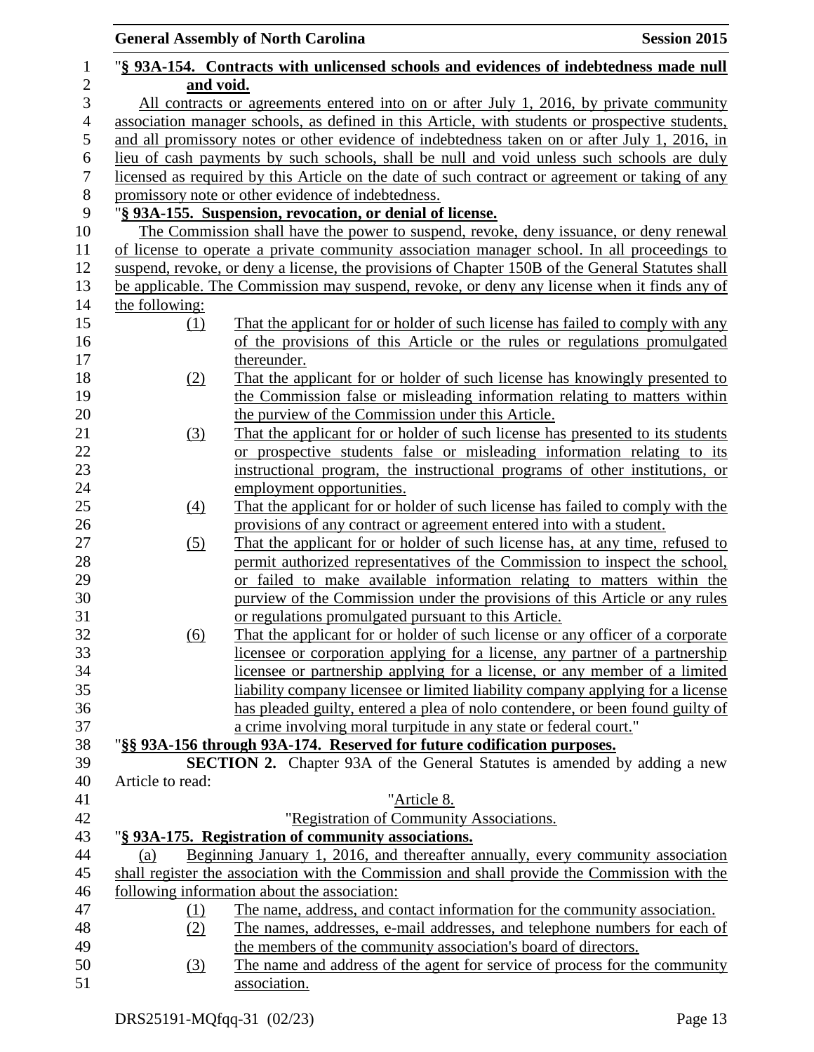"**§ 93A-154. Contracts with unlicensed schools and evidences of indebtedness made null and void.**

All contracts or agreements entered into on or after July 1, 2016, by private community association manager schools, as defined in this Article, with students or prospective students, and all promissory notes or other evidence of indebtedness taken on or after July 1, 2016, in lieu of cash payments by such schools, shall be null and void unless such schools are duly licensed as required by this Article on the date of such contract or agreement or taking of any promissory note or other evidence of indebtedness.

"**§ 93A-155. Suspension, revocation, or denial of license.**

The Commission shall have the power to suspend, revoke, deny issuance, or deny renewal of license to operate a private community association manager school. In all proceedings to suspend, revoke, or deny a license, the provisions of Chapter 150B of the General Statutes shall be applicable. The Commission may suspend, revoke, or deny any license when it finds any of the following:

(1) That the applicant for or holder of such license has failed to comply with any of the provisions of this Article or the rules or regulations promulgated thereunder.

(2) That the applicant for or holder of such license has knowingly presented to the Commission false or misleading information relating to matters within the purview of the Commission under this Article.

(3) That the applicant for or holder of such license has presented to its students or prospective students false or misleading information relating to its instructional program, the instructional programs of other institutions, or employment opportunities.

(4) That the applicant for or holder of such license has failed to comply with the provisions of any contract or agreement entered into with a student.

(5) That the applicant for or holder of such license has, at any time, refused to permit authorized representatives of the Commission to inspect the school, or failed to make available information relating to matters within the purview of the Commission under the provisions of this Article or any rules or regulations promulgated pursuant to this Article.

(6) That the applicant for or holder of such license or any officer of a corporate licensee or corporation applying for a license, any partner of a partnership licensee or partnership applying for a license, or any member of a limited liability company licensee or limited liability company applying for a license has pleaded guilty, entered a plea of nolo contendere, or been found guilty of a crime involving moral turpitude in any state or federal court."

"**§§ 93A-156 through 93A-174. Reserved for future codification purposes.**

**SECTION 2.** Chapter 93A of the General Statutes is amended by adding a new Article to read:

"Article 8.

"Registration of Community Associations.

"**§ 93A-175. Registration of community associations.**

(a) Beginning January 1, 2016, and thereafter annually, every community association shall register the association with the Commission and shall provide the Commission with the following information about the association:

(1) The name, address, and contact information for the community association.

(2) The names, addresses, e-mail addresses, and telephone numbers for each of the members of the community association's board of directors.

(3) The name and address of the agent for service of process for the community association.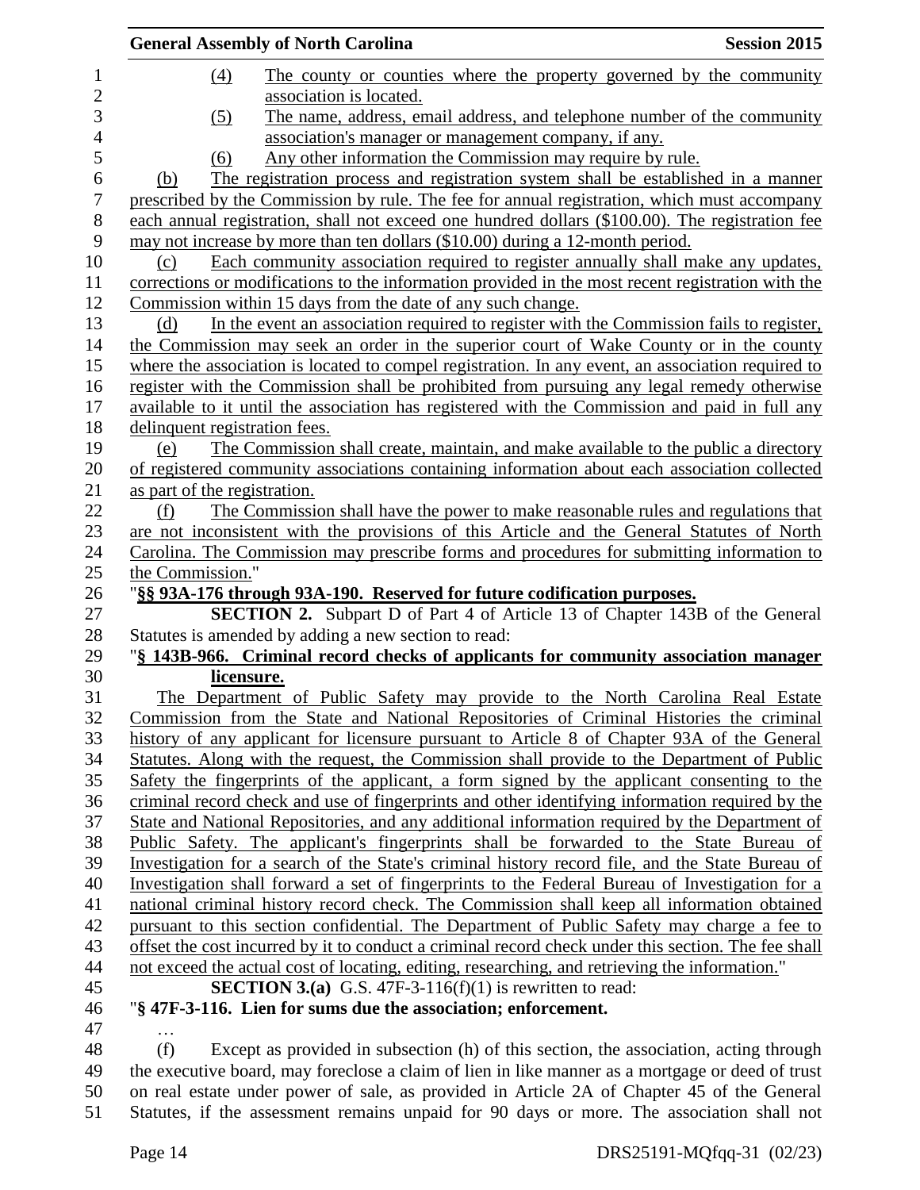(4) The county or counties where the property governed by the community association is located.

(5) The name, address, email address, and telephone number of the community association's manager or management company, if any.

(6) Any other information the Commission may require by rule.

(b) The registration process and registration system shall be established in a manner prescribed by the Commission by rule. The fee for annual registration, which must accompany each annual registration, shall not exceed one hundred dollars ($100.00). The registration fee may not increase by more than ten dollars ($10.00) during a 12-month period.

(c) Each community association required to register annually shall make any updates, corrections or modifications to the information provided in the most recent registration with the Commission within 15 days from the date of any such change.

(d) In the event an association required to register with the Commission fails to register, the Commission may seek an order in the superior court of Wake County or in the county where the association is located to compel registration. In any event, an association required to register with the Commission shall be prohibited from pursuing any legal remedy otherwise available to it until the association has registered with the Commission and paid in full any delinquent registration fees.

(e) The Commission shall create, maintain, and make available to the public a directory of registered community associations containing information about each association collected as part of the registration.

(f) The Commission shall have the power to make reasonable rules and regulations that are not inconsistent with the provisions of this Article and the General Statutes of North Carolina. The Commission may prescribe forms and procedures for submitting information to the Commission."

"**§§ 93A-176 through 93A-190. Reserved for future codification purposes.**

**SECTION 2.** Subpart D of Part 4 of Article 13 of Chapter 143B of the General Statutes is amended by adding a new section to read:

"**§ 143B-966. Criminal record checks of applicants for community association manager licensure.**

The Department of Public Safety may provide to the North Carolina Real Estate Commission from the State and National Repositories of Criminal Histories the criminal history of any applicant for licensure pursuant to Article 8 of Chapter 93A of the General Statutes. Along with the request, the Commission shall provide to the Department of Public Safety the fingerprints of the applicant, a form signed by the applicant consenting to the criminal record check and use of fingerprints and other identifying information required by the State and National Repositories, and any additional information required by the Department of Public Safety. The applicant's fingerprints shall be forwarded to the State Bureau of Investigation for a search of the State's criminal history record file, and the State Bureau of Investigation shall forward a set of fingerprints to the Federal Bureau of Investigation for a national criminal history record check. The Commission shall keep all information obtained pursuant to this section confidential. The Department of Public Safety may charge a fee to offset the cost incurred by it to conduct a criminal record check under this section. The fee shall not exceed the actual cost of locating, editing, researching, and retrieving the information."

**SECTION 3.(a)** G.S. 47F-3-116(f)(1) is rewritten to read:

"**§ 47F-3-116. Lien for sums due the association; enforcement.**

…

(f) Except as provided in subsection (h) of this section, the association, acting through the executive board, may foreclose a claim of lien in like manner as a mortgage or deed of trust on real estate under power of sale, as provided in Article 2A of Chapter 45 of the General Statutes, if the assessment remains unpaid for 90 days or more. The association shall not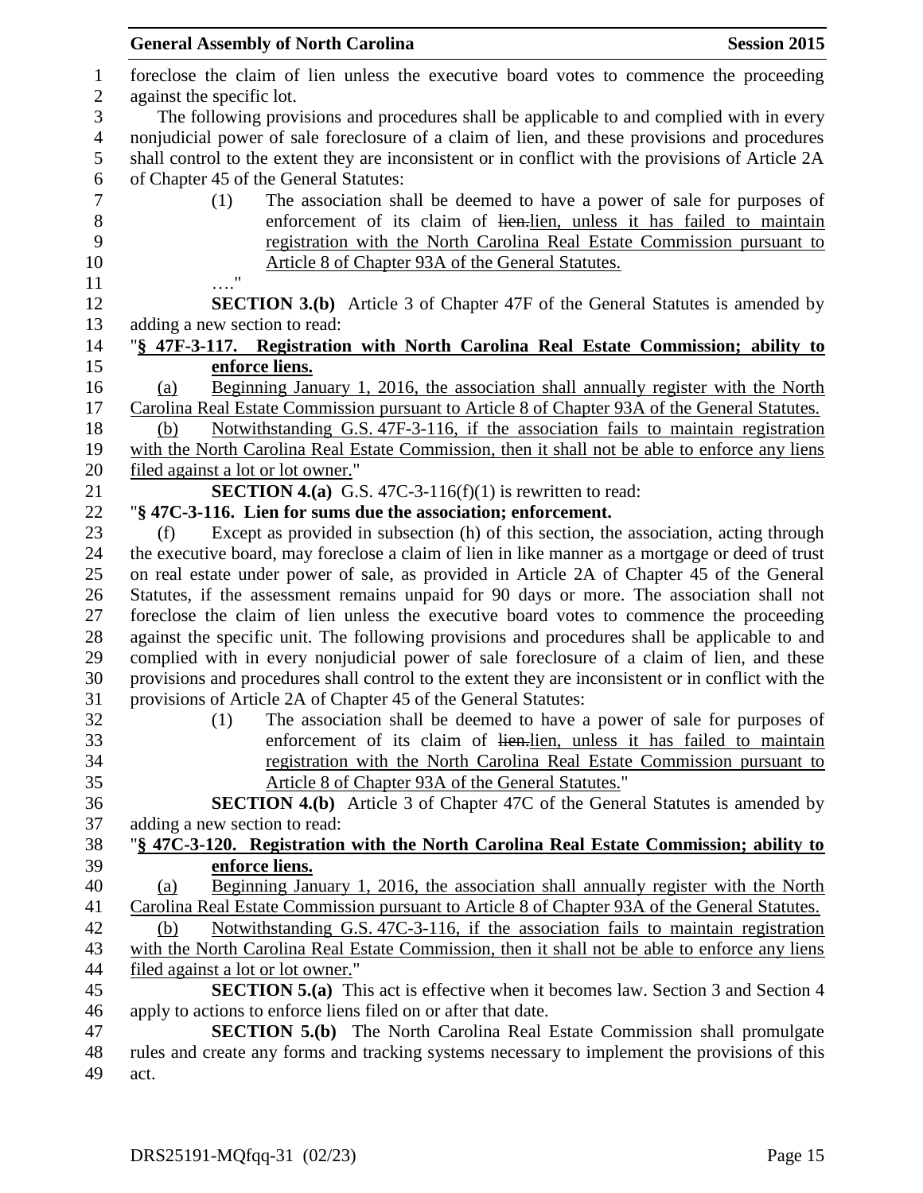foreclose the claim of lien unless the executive board votes to commence the proceeding against the specific lot.

The following provisions and procedures shall be applicable to and complied with in every nonjudicial power of sale foreclosure of a claim of lien, and these provisions and procedures shall control to the extent they are inconsistent or in conflict with the provisions of Article 2A of Chapter 45 of the General Statutes:

(1) The association shall be deemed to have a power of sale for purposes of enforcement of its claim of ~~lien.~~lien, unless it has failed to maintain registration with the North Carolina Real Estate Commission pursuant to Article 8 of Chapter 93A of the General Statutes.

…."

**SECTION 3.(b)** Article 3 of Chapter 47F of the General Statutes is amended by adding a new section to read:

"**§ 47F-3-117. Registration with North Carolina Real Estate Commission; ability to enforce liens.**

(a) Beginning January 1, 2016, the association shall annually register with the North Carolina Real Estate Commission pursuant to Article 8 of Chapter 93A of the General Statutes.

(b) Notwithstanding G.S. 47F-3-116, if the association fails to maintain registration with the North Carolina Real Estate Commission, then it shall not be able to enforce any liens filed against a lot or lot owner."

**SECTION 4.(a)** G.S. 47C-3-116(f)(1) is rewritten to read:

"**§ 47C-3-116. Lien for sums due the association; enforcement.**

(f) Except as provided in subsection (h) of this section, the association, acting through the executive board, may foreclose a claim of lien in like manner as a mortgage or deed of trust on real estate under power of sale, as provided in Article 2A of Chapter 45 of the General Statutes, if the assessment remains unpaid for 90 days or more. The association shall not foreclose the claim of lien unless the executive board votes to commence the proceeding against the specific unit. The following provisions and procedures shall be applicable to and complied with in every nonjudicial power of sale foreclosure of a claim of lien, and these provisions and procedures shall control to the extent they are inconsistent or in conflict with the provisions of Article 2A of Chapter 45 of the General Statutes:

(1) The association shall be deemed to have a power of sale for purposes of enforcement of its claim of ~~lien.~~lien, unless it has failed to maintain registration with the North Carolina Real Estate Commission pursuant to Article 8 of Chapter 93A of the General Statutes."

**SECTION 4.(b)** Article 3 of Chapter 47C of the General Statutes is amended by adding a new section to read:

"**§ 47C-3-120. Registration with the North Carolina Real Estate Commission; ability to enforce liens.**

(a) Beginning January 1, 2016, the association shall annually register with the North Carolina Real Estate Commission pursuant to Article 8 of Chapter 93A of the General Statutes.

(b) Notwithstanding G.S. 47C-3-116, if the association fails to maintain registration with the North Carolina Real Estate Commission, then it shall not be able to enforce any liens filed against a lot or lot owner."

**SECTION 5.(a)** This act is effective when it becomes law. Section 3 and Section 4 apply to actions to enforce liens filed on or after that date.

**SECTION 5.(b)** The North Carolina Real Estate Commission shall promulgate rules and create any forms and tracking systems necessary to implement the provisions of this act.